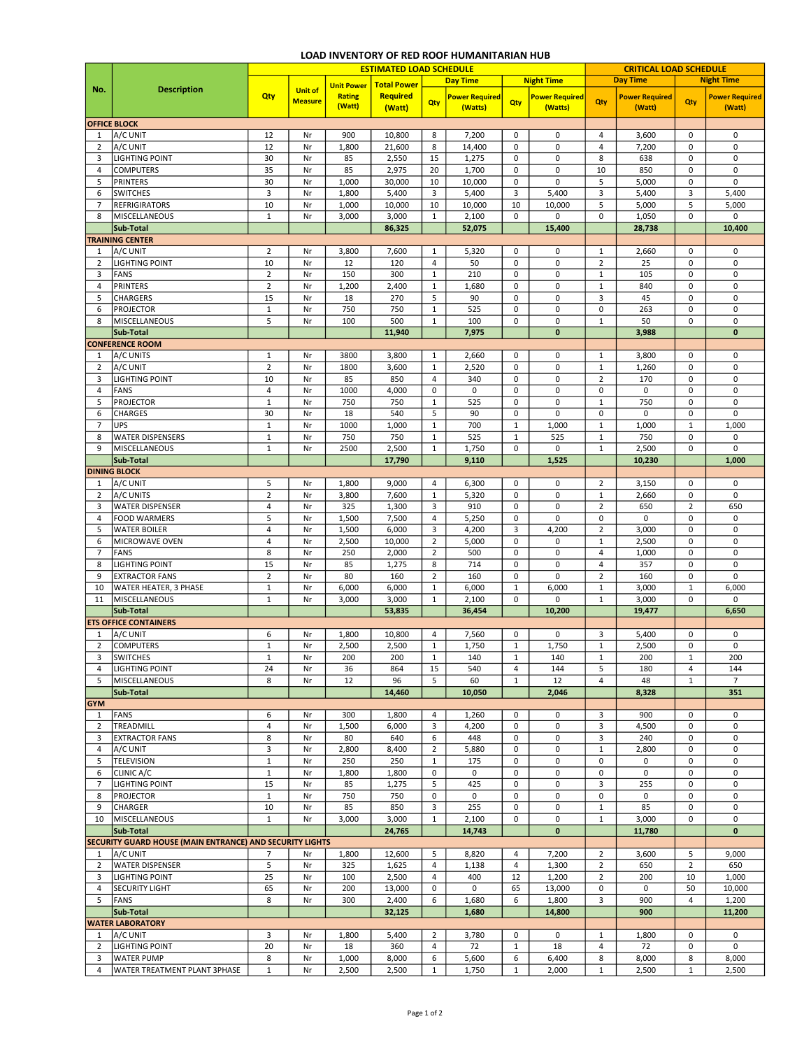# LOAD INVENTORY OF RED ROOF HUMANITARIAN HUB

| No. | Description | ESTIMATED LOAD SCHEDULE | | | | | | | | | CRITICAL LOAD SCHEDULE | | | |
|---|---|---|---|---|---|---|---|---|---|---|---|---|---|---|
| | | Qty | Unit of Measure | Unit Power Rating (Watt) | Total Power Required (Watt) | Day Time | | Night Time | | | Day Time | | Night Time | |
| | | | | | | Qty | Power Required (Watts) | Qty | Power Required (Watts) | | Qty | Power Required (Watt) | Qty | Power Required (Watt) |
| **OFFICE BLOCK** | | | | | | | | | | | | | | |
| 1 | A/C UNIT | 12 | Nr | 900 | 10,800 | 8 | 7,200 | 0 | 0 | | 4 | 3,600 | 0 | 0 |
| 2 | A/C UNIT | 12 | Nr | 1,800 | 21,600 | 8 | 14,400 | 0 | 0 | | 4 | 7,200 | 0 | 0 |
| 3 | LIGHTING POINT | 30 | Nr | 85 | 2,550 | 15 | 1,275 | 0 | 0 | | 8 | 638 | 0 | 0 |
| 4 | COMPUTERS | 35 | Nr | 85 | 2,975 | 20 | 1,700 | 0 | 0 | | 10 | 850 | 0 | 0 |
| 5 | PRINTERS | 30 | Nr | 1,000 | 30,000 | 10 | 10,000 | 0 | 0 | | 5 | 5,000 | 0 | 0 |
| 6 | SWITCHES | 3 | Nr | 1,800 | 5,400 | 3 | 5,400 | 3 | 5,400 | | 3 | 5,400 | 3 | 5,400 |
| 7 | REFRIGIRATORS | 10 | Nr | 1,000 | 10,000 | 10 | 10,000 | 10 | 10,000 | | 5 | 5,000 | 5 | 5,000 |
| 8 | MISCELLANEOUS | 1 | Nr | 3,000 | 3,000 | 1 | 2,100 | 0 | 0 | | 0 | 1,050 | 0 | 0 |
| | **Sub-Total** | | | | **86,325** | | **52,075** | | **15,400** | | | **28,738** | | **10,400** |
| **TRAINING CENTER** | | | | | | | | | | | | | | |
| 1 | A/C UNIT | 2 | Nr | 3,800 | 7,600 | 1 | 5,320 | 0 | 0 | | 1 | 2,660 | 0 | 0 |
| 2 | LIGHTING POINT | 10 | Nr | 12 | 120 | 4 | 50 | 0 | 0 | | 2 | 25 | 0 | 0 |
| 3 | FANS | 2 | Nr | 150 | 300 | 1 | 210 | 0 | 0 | | 1 | 105 | 0 | 0 |
| 4 | PRINTERS | 2 | Nr | 1,200 | 2,400 | 1 | 1,680 | 0 | 0 | | 1 | 840 | 0 | 0 |
| 5 | CHARGERS | 15 | Nr | 18 | 270 | 5 | 90 | 0 | 0 | | 3 | 45 | 0 | 0 |
| 6 | PROJECTOR | 1 | Nr | 750 | 750 | 1 | 525 | 0 | 0 | | 0 | 263 | 0 | 0 |
| 8 | MISCELLANEOUS | 5 | Nr | 100 | 500 | 1 | 100 | 0 | 0 | | 1 | 50 | 0 | 0 |
| | **Sub-Total** | | | | **11,940** | | **7,975** | | **0** | | | **3,988** | | **0** |
| **CONFERENCE ROOM** | | | | | | | | | | | | | | |
| 1 | A/C UNITS | 1 | Nr | 3800 | 3,800 | 1 | 2,660 | 0 | 0 | | 1 | 3,800 | 0 | 0 |
| 2 | A/C UNIT | 2 | Nr | 1800 | 3,600 | 1 | 2,520 | 0 | 0 | | 1 | 1,260 | 0 | 0 |
| 3 | LIGHTING POINT | 10 | Nr | 85 | 850 | 4 | 340 | 0 | 0 | | 2 | 170 | 0 | 0 |
| 4 | FANS | 4 | Nr | 1000 | 4,000 | 0 | 0 | 0 | 0 | | 0 | 0 | 0 | 0 |
| 5 | PROJECTOR | 1 | Nr | 750 | 750 | 1 | 525 | 0 | 0 | | 1 | 750 | 0 | 0 |
| 6 | CHARGES | 30 | Nr | 18 | 540 | 5 | 90 | 0 | 0 | | 0 | 0 | 0 | 0 |
| 7 | UPS | 1 | Nr | 1000 | 1,000 | 1 | 700 | 1 | 1,000 | | 1 | 1,000 | 1 | 1,000 |
| 8 | WATER DISPENSERS | 1 | Nr | 750 | 750 | 1 | 525 | 1 | 525 | | 1 | 750 | 0 | 0 |
| 9 | MISCELLANEOUS | 1 | Nr | 2500 | 2,500 | 1 | 1,750 | 0 | 0 | | 1 | 2,500 | 0 | 0 |
| | **Sub-Total** | | | | **17,790** | | **9,110** | | **1,525** | | | **10,230** | | **1,000** |
| **DINING BLOCK** | | | | | | | | | | | | | | |
| 1 | A/C UNIT | 5 | Nr | 1,800 | 9,000 | 4 | 6,300 | 0 | 0 | | 2 | 3,150 | 0 | 0 |
| 2 | A/C UNITS | 2 | Nr | 3,800 | 7,600 | 1 | 5,320 | 0 | 0 | | 1 | 2,660 | 0 | 0 |
| 3 | WATER DISPENSER | 4 | Nr | 325 | 1,300 | 3 | 910 | 0 | 0 | | 2 | 650 | 2 | 650 |
| 4 | FOOD WARMERS | 5 | Nr | 1,500 | 7,500 | 4 | 5,250 | 0 | 0 | | 0 | 0 | 0 | 0 |
| 5 | WATER BOILER | 4 | Nr | 1,500 | 6,000 | 3 | 4,200 | 3 | 4,200 | | 2 | 3,000 | 0 | 0 |
| 6 | MICROWAVE OVEN | 4 | Nr | 2,500 | 10,000 | 2 | 5,000 | 0 | 0 | | 1 | 2,500 | 0 | 0 |
| 7 | FANS | 8 | Nr | 250 | 2,000 | 2 | 500 | 0 | 0 | | 4 | 1,000 | 0 | 0 |
| 8 | LIGHTING POINT | 15 | Nr | 85 | 1,275 | 8 | 714 | 0 | 0 | | 4 | 357 | 0 | 0 |
| 9 | EXTRACTOR FANS | 2 | Nr | 80 | 160 | 2 | 160 | 0 | 0 | | 2 | 160 | 0 | 0 |
| 10 | WATER HEATER, 3 PHASE | 1 | Nr | 6,000 | 6,000 | 1 | 6,000 | 1 | 6,000 | | 1 | 3,000 | 1 | 6,000 |
| 11 | MISCELLANEOUS | 1 | Nr | 3,000 | 3,000 | 1 | 2,100 | 0 | 0 | | 1 | 3,000 | 0 | 0 |
| | **Sub-Total** | | | | **53,835** | | **36,454** | | **10,200** | | | **19,477** | | **6,650** |
| **ETS OFFICE CONTAINERS** | | | | | | | | | | | | | | |
| 1 | A/C UNIT | 6 | Nr | 1,800 | 10,800 | 4 | 7,560 | 0 | 0 | | 3 | 5,400 | 0 | 0 |
| 2 | COMPUTERS | 1 | Nr | 2,500 | 2,500 | 1 | 1,750 | 1 | 1,750 | | 1 | 2,500 | 0 | 0 |
| 3 | SWITCHES | 1 | Nr | 200 | 200 | 1 | 140 | 1 | 140 | | 1 | 200 | 1 | 200 |
| 4 | LIGHTING POINT | 24 | Nr | 36 | 864 | 15 | 540 | 4 | 144 | | 5 | 180 | 4 | 144 |
| 5 | MISCELLANEOUS | 8 | Nr | 12 | 96 | 5 | 60 | 1 | 12 | | 4 | 48 | 1 | 7 |
| | **Sub-Total** | | | | **14,460** | | **10,050** | | **2,046** | | | **8,328** | | **351** |
| **GYM** | | | | | | | | | | | | | | |
| 1 | FANS | 6 | Nr | 300 | 1,800 | 4 | 1,260 | 0 | 0 | | 3 | 900 | 0 | 0 |
| 2 | TREADMILL | 4 | Nr | 1,500 | 6,000 | 3 | 4,200 | 0 | 0 | | 3 | 4,500 | 0 | 0 |
| 3 | EXTRACTOR FANS | 8 | Nr | 80 | 640 | 6 | 448 | 0 | 0 | | 3 | 240 | 0 | 0 |
| 4 | A/C UNIT | 3 | Nr | 2,800 | 8,400 | 2 | 5,880 | 0 | 0 | | 1 | 2,800 | 0 | 0 |
| 5 | TELEVISION | 1 | Nr | 250 | 250 | 1 | 175 | 0 | 0 | | 0 | 0 | 0 | 0 |
| 6 | CLINIC A/C | 1 | Nr | 1,800 | 1,800 | 0 | 0 | 0 | 0 | | 0 | 0 | 0 | 0 |
| 7 | LIGHTING POINT | 15 | Nr | 85 | 1,275 | 5 | 425 | 0 | 0 | | 3 | 255 | 0 | 0 |
| 8 | PROJECTOR | 1 | Nr | 750 | 750 | 0 | 0 | 0 | 0 | | 0 | 0 | 0 | 0 |
| 9 | CHARGER | 10 | Nr | 85 | 850 | 3 | 255 | 0 | 0 | | 1 | 85 | 0 | 0 |
| 10 | MISCELLANEOUS | 1 | Nr | 3,000 | 3,000 | 1 | 2,100 | 0 | 0 | | 1 | 3,000 | 0 | 0 |
| | **Sub-Total** | | | | **24,765** | | **14,743** | | **0** | | | **11,780** | | **0** |
| **SECURITY GUARD HOUSE (MAIN ENTRANCE) AND SECURITY LIGHTS** | | | | | | | | | | | | | | |
| 1 | A/C UNIT | 7 | Nr | 1,800 | 12,600 | 5 | 8,820 | 4 | 7,200 | | 2 | 3,600 | 5 | 9,000 |
| 2 | WATER DISPENSER | 5 | Nr | 325 | 1,625 | 4 | 1,138 | 4 | 1,300 | | 2 | 650 | 2 | 650 |
| 3 | LIGHTING POINT | 25 | Nr | 100 | 2,500 | 4 | 400 | 12 | 1,200 | | 2 | 200 | 10 | 1,000 |
| 4 | SECURITY LIGHT | 65 | Nr | 200 | 13,000 | 0 | 0 | 65 | 13,000 | | 0 | 0 | 50 | 10,000 |
| 5 | FANS | 8 | Nr | 300 | 2,400 | 6 | 1,680 | 6 | 1,800 | | 3 | 900 | 4 | 1,200 |
| | **Sub-Total** | | | | **32,125** | | **1,680** | | **14,800** | | | **900** | | **11,200** |
| **WATER LABORATORY** | | | | | | | | | | | | | | |
| 1 | A/C UNIT | 3 | Nr | 1,800 | 5,400 | 2 | 3,780 | 0 | 0 | | 1 | 1,800 | 0 | 0 |
| 2 | LIGHTING POINT | 20 | Nr | 18 | 360 | 4 | 72 | 1 | 18 | | 4 | 72 | 0 | 0 |
| 3 | WATER PUMP | 8 | Nr | 1,000 | 8,000 | 6 | 5,600 | 6 | 6,400 | | 8 | 8,000 | 8 | 8,000 |
| 4 | WATER TREATMENT PLANT 3PHASE | 1 | Nr | 2,500 | 2,500 | 1 | 1,750 | 1 | 2,000 | | 1 | 2,500 | 1 | 2,500 |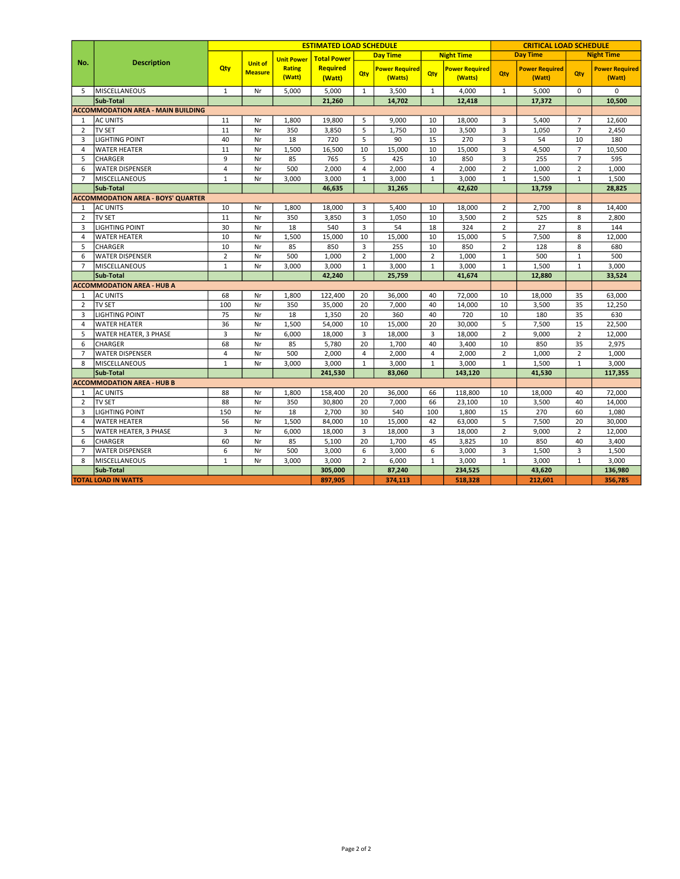| No. | Description | ESTIMATED LOAD SCHEDULE | | | | | | | | CRITICAL LOAD SCHEDULE | | | |
|---|---|---|---|---|---|---|---|---|---|---|---|---|---|
| | | Qty | Unit of Measure | Unit Power Rating (Watt) | Total Power Required (Watt) | Day Time | | Night Time | | Day Time | | Night Time | |
| | | | | | | Qty | Power Required (Watts) | Qty | Power Required (Watts) | Qty | Power Required (Watt) | Qty | Power Required (Watt) |
| 5 | MISCELLANEOUS | 1 | Nr | 5,000 | 5,000 | 1 | 3,500 | 1 | 4,000 | 1 | 5,000 | 0 | 0 |
| | **Sub-Total** | | | | **21,260** | | **14,702** | | **12,418** | | **17,372** | | **10,500** |
| **ACCOMMODATION AREA - MAIN BUILDING** | | | | | | | | | | | | | |
| 1 | AC UNITS | 11 | Nr | 1,800 | 19,800 | 5 | 9,000 | 10 | 18,000 | 3 | 5,400 | 7 | 12,600 |
| 2 | TV SET | 11 | Nr | 350 | 3,850 | 5 | 1,750 | 10 | 3,500 | 3 | 1,050 | 7 | 2,450 |
| 3 | LIGHTING POINT | 40 | Nr | 18 | 720 | 5 | 90 | 15 | 270 | 3 | 54 | 10 | 180 |
| 4 | WATER HEATER | 11 | Nr | 1,500 | 16,500 | 10 | 15,000 | 10 | 15,000 | 3 | 4,500 | 7 | 10,500 |
| 5 | CHARGER | 9 | Nr | 85 | 765 | 5 | 425 | 10 | 850 | 3 | 255 | 7 | 595 |
| 6 | WATER DISPENSER | 4 | Nr | 500 | 2,000 | 4 | 2,000 | 4 | 2,000 | 2 | 1,000 | 2 | 1,000 |
| 7 | MISCELLANEOUS | 1 | Nr | 3,000 | 3,000 | 1 | 3,000 | 1 | 3,000 | 1 | 1,500 | 1 | 1,500 |
| | **Sub-Total** | | | | **46,635** | | **31,265** | | **42,620** | | **13,759** | | **28,825** |
| **ACCOMMODATION AREA - BOYS' QUARTER** | | | | | | | | | | | | | |
| 1 | AC UNITS | 10 | Nr | 1,800 | 18,000 | 3 | 5,400 | 10 | 18,000 | 2 | 2,700 | 8 | 14,400 |
| 2 | TV SET | 11 | Nr | 350 | 3,850 | 3 | 1,050 | 10 | 3,500 | 2 | 525 | 8 | 2,800 |
| 3 | LIGHTING POINT | 30 | Nr | 18 | 540 | 3 | 54 | 18 | 324 | 2 | 27 | 8 | 144 |
| 4 | WATER HEATER | 10 | Nr | 1,500 | 15,000 | 10 | 15,000 | 10 | 15,000 | 5 | 7,500 | 8 | 12,000 |
| 5 | CHARGER | 10 | Nr | 85 | 850 | 3 | 255 | 10 | 850 | 2 | 128 | 8 | 680 |
| 6 | WATER DISPENSER | 2 | Nr | 500 | 1,000 | 2 | 1,000 | 2 | 1,000 | 1 | 500 | 1 | 500 |
| 7 | MISCELLANEOUS | 1 | Nr | 3,000 | 3,000 | 1 | 3,000 | 1 | 3,000 | 1 | 1,500 | 1 | 3,000 |
| | **Sub-Total** | | | | **42,240** | | **25,759** | | **41,674** | | **12,880** | | **33,524** |
| **ACCOMMODATION AREA - HUB A** | | | | | | | | | | | | | |
| 1 | AC UNITS | 68 | Nr | 1,800 | 122,400 | 20 | 36,000 | 40 | 72,000 | 10 | 18,000 | 35 | 63,000 |
| 2 | TV SET | 100 | Nr | 350 | 35,000 | 20 | 7,000 | 40 | 14,000 | 10 | 3,500 | 35 | 12,250 |
| 3 | LIGHTING POINT | 75 | Nr | 18 | 1,350 | 20 | 360 | 40 | 720 | 10 | 180 | 35 | 630 |
| 4 | WATER HEATER | 36 | Nr | 1,500 | 54,000 | 10 | 15,000 | 20 | 30,000 | 5 | 7,500 | 15 | 22,500 |
| 5 | WATER HEATER, 3 PHASE | 3 | Nr | 6,000 | 18,000 | 3 | 18,000 | 3 | 18,000 | 2 | 9,000 | 2 | 12,000 |
| 6 | CHARGER | 68 | Nr | 85 | 5,780 | 20 | 1,700 | 40 | 3,400 | 10 | 850 | 35 | 2,975 |
| 7 | WATER DISPENSER | 4 | Nr | 500 | 2,000 | 4 | 2,000 | 4 | 2,000 | 2 | 1,000 | 2 | 1,000 |
| 8 | MISCELLANEOUS | 1 | Nr | 3,000 | 3,000 | 1 | 3,000 | 1 | 3,000 | 1 | 1,500 | 1 | 3,000 |
| | **Sub-Total** | | | | **241,530** | | **83,060** | | **143,120** | | **41,530** | | **117,355** |
| **ACCOMMODATION AREA - HUB B** | | | | | | | | | | | | | |
| 1 | AC UNITS | 88 | Nr | 1,800 | 158,400 | 20 | 36,000 | 66 | 118,800 | 10 | 18,000 | 40 | 72,000 |
| 2 | TV SET | 88 | Nr | 350 | 30,800 | 20 | 7,000 | 66 | 23,100 | 10 | 3,500 | 40 | 14,000 |
| 3 | LIGHTING POINT | 150 | Nr | 18 | 2,700 | 30 | 540 | 100 | 1,800 | 15 | 270 | 60 | 1,080 |
| 4 | WATER HEATER | 56 | Nr | 1,500 | 84,000 | 10 | 15,000 | 42 | 63,000 | 5 | 7,500 | 20 | 30,000 |
| 5 | WATER HEATER, 3 PHASE | 3 | Nr | 6,000 | 18,000 | 3 | 18,000 | 3 | 18,000 | 2 | 9,000 | 2 | 12,000 |
| 6 | CHARGER | 60 | Nr | 85 | 5,100 | 20 | 1,700 | 45 | 3,825 | 10 | 850 | 40 | 3,400 |
| 7 | WATER DISPENSER | 6 | Nr | 500 | 3,000 | 6 | 3,000 | 6 | 3,000 | 3 | 1,500 | 3 | 1,500 |
| 8 | MISCELLANEOUS | 1 | Nr | 3,000 | 3,000 | 2 | 6,000 | 1 | 3,000 | 1 | 3,000 | 1 | 3,000 |
| | **Sub-Total** | | | | **305,000** | | **87,240** | | **234,525** | | **43,620** | | **136,980** |
| **TOTAL LOAD IN WATTS** | | | | | **897,905** | | **374,113** | | **518,328** | | **212,601** | | **356,785** |